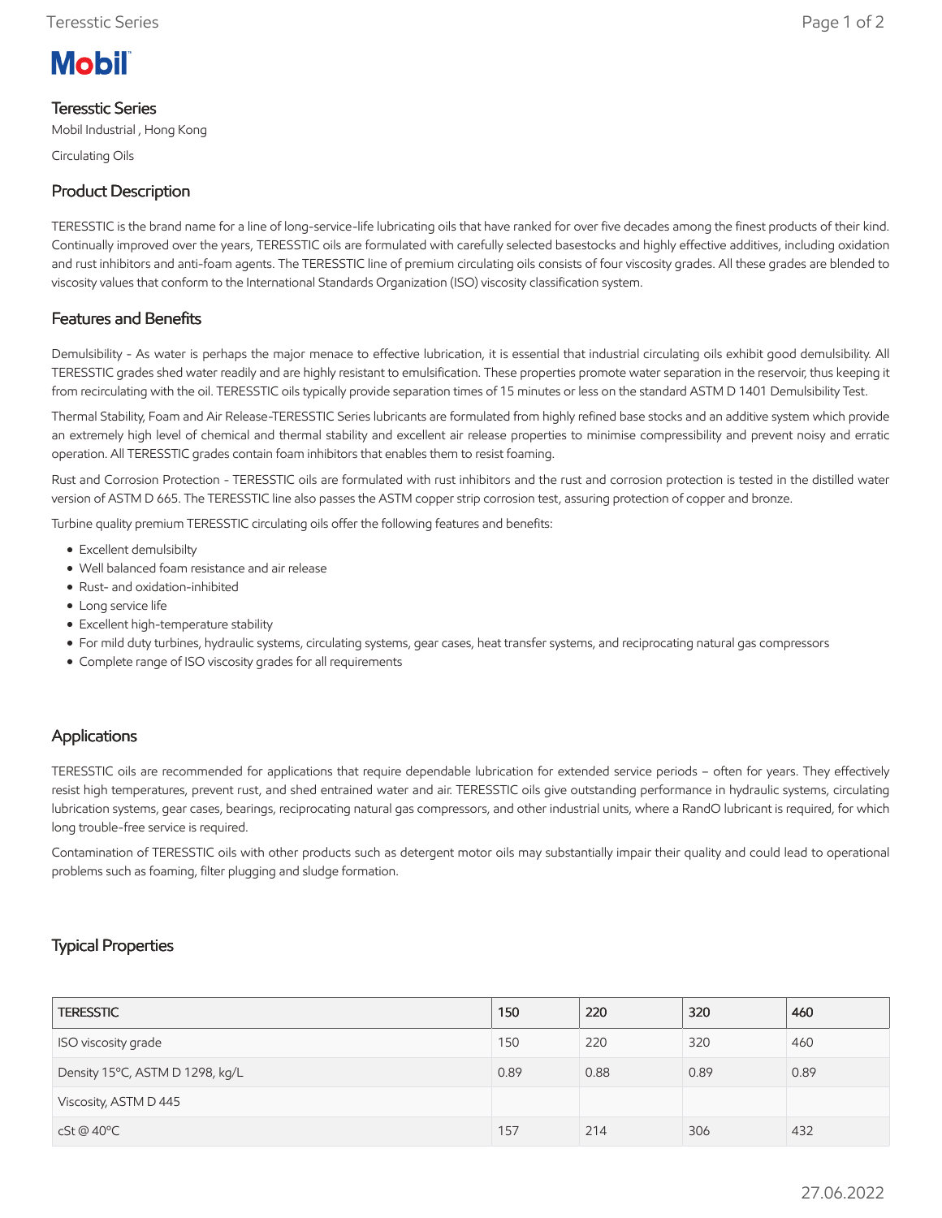Mobil

# Teresstic Series

Mobil Industrial , Hong Kong

Circulating Oils

## Product Description

TERESSTIC is the brand name for a line of long-service-life lubricating oils that have ranked for over five decades among the finest products of their kind. Continually improved over the years, TERESSTIC oils are formulated with carefully selected basestocks and highly effective additives, including oxidation and rust inhibitors and anti-foam agents. The TERESSTIC line of premium circulating oils consists of four viscosity grades. All these grades are blended to viscosity values that conform to the International Standards Organization (ISO) viscosity classification system.

## Features and Benefits

Demulsibility - As water is perhaps the major menace to effective lubrication, it is essential that industrial circulating oils exhibit good demulsibility. All TERESSTIC grades shed water readily and are highly resistant to emulsification. These properties promote water separation in the reservoir, thus keeping it from recirculating with the oil. TERESSTIC oils typically provide separation times of 15 minutes or less on the standard ASTM D 1401 Demulsibility Test.

Thermal Stability, Foam and Air Release-TERESSTIC Series lubricants are formulated from highly refined base stocks and an additive system which provide an extremely high level of chemical and thermal stability and excellent air release properties to minimise compressibility and prevent noisy and erratic operation. All TERESSTIC grades contain foam inhibitors that enables them to resist foaming.

Rust and Corrosion Protection - TERESSTIC oils are formulated with rust inhibitors and the rust and corrosion protection is tested in the distilled water version of ASTM D 665. The TERESSTIC line also passes the ASTM copper strip corrosion test, assuring protection of copper and bronze.

Turbine quality premium TERESSTIC circulating oils offer the following features and benefits:

- Excellent demulsibilty
- Well balanced foam resistance and air release
- Rust- and oxidation-inhibited
- Long service life
- Excellent high-temperature stability
- For mild duty turbines, hydraulic systems, circulating systems, gear cases, heat transfer systems, and reciprocating natural gas compressors
- Complete range of ISO viscosity grades for all requirements

## Applications

TERESSTIC oils are recommended for applications that require dependable lubrication for extended service periods – often for years. They effectively resist high temperatures, prevent rust, and shed entrained water and air. TERESSTIC oils give outstanding performance in hydraulic systems, circulating lubrication systems, gear cases, bearings, reciprocating natural gas compressors, and other industrial units, where a RandO lubricant is required, for which long trouble-free service is required.

Contamination of TERESSTIC oils with other products such as detergent motor oils may substantially impair their quality and could lead to operational problems such as foaming, filter plugging and sludge formation.

## Typical Properties

| TERESSTIC | 150 | 220 | 320 | 460 |
|---|---|---|---|---|
| ISO viscosity grade | 150 | 220 | 320 | 460 |
| Density 15°C, ASTM D 1298, kg/L | 0.89 | 0.88 | 0.89 | 0.89 |
| Viscosity, ASTM D 445 | | | | |
| cSt @ 40°C | 157 | 214 | 306 | 432 |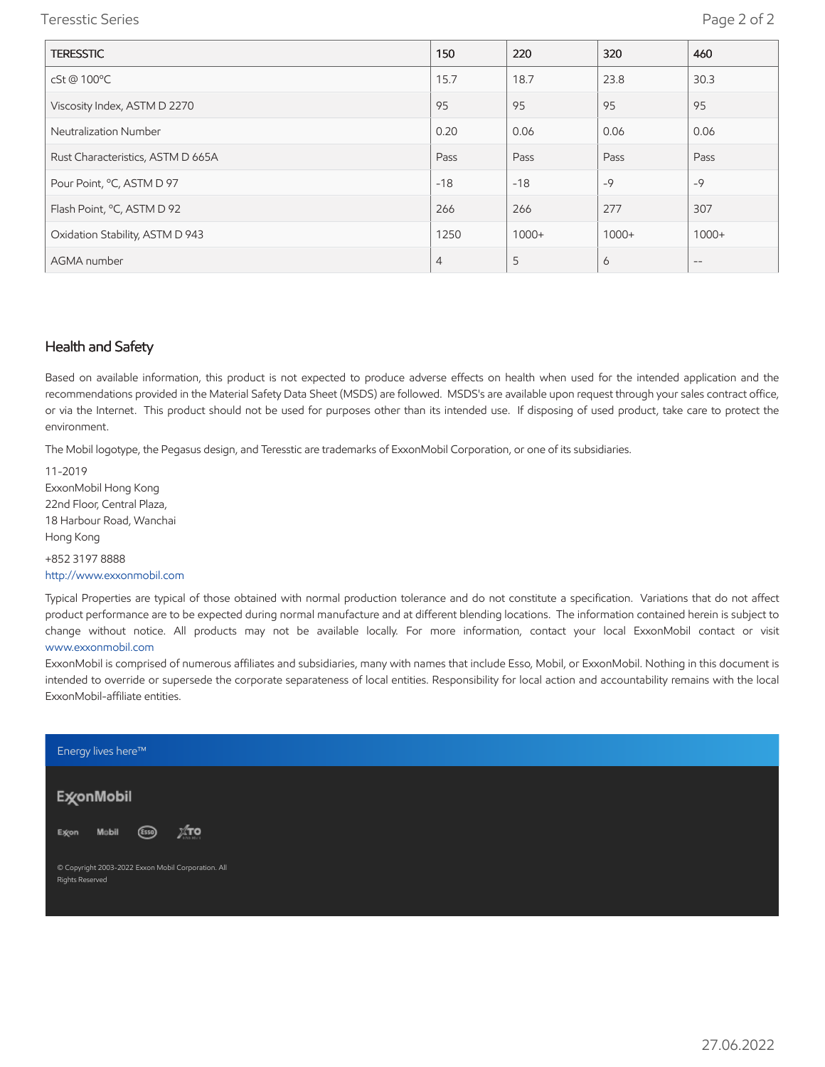| TERESSTIC | 150 | 220 | 320 | 460 |
|---|---|---|---|---|
| cSt @ 100ºC | 15.7 | 18.7 | 23.8 | 30.3 |
| Viscosity Index, ASTM D 2270 | 95 | 95 | 95 | 95 |
| Neutralization Number | 0.20 | 0.06 | 0.06 | 0.06 |
| Rust Characteristics, ASTM D 665A | Pass | Pass | Pass | Pass |
| Pour Point, ºC, ASTM D 97 | -18 | -18 | -9 | -9 |
| Flash Point, ºC, ASTM D 92 | 266 | 266 | 277 | 307 |
| Oxidation Stability, ASTM D 943 | 1250 | 1000+ | 1000+ | 1000+ |
| AGMA number | 4 | 5 | 6 | -- |

## Health and Safety

Based on available information, this product is not expected to produce adverse effects on health when used for the intended application and the recommendations provided in the Material Safety Data Sheet (MSDS) are followed. MSDS's are available upon request through your sales contract office, or via the Internet. This product should not be used for purposes other than its intended use. If disposing of used product, take care to protect the environment.

The Mobil logotype, the Pegasus design, and Teresstic are trademarks of ExxonMobil Corporation, or one of its subsidiaries.

11-2019
ExxonMobil Hong Kong
22nd Floor, Central Plaza,
18 Harbour Road, Wanchai
Hong Kong

+852 3197 8888
http://www.exxonmobil.com

Typical Properties are typical of those obtained with normal production tolerance and do not constitute a specification. Variations that do not affect product performance are to be expected during normal manufacture and at different blending locations. The information contained herein is subject to change without notice. All products may not be available locally. For more information, contact your local ExxonMobil contact or visit www.exxonmobil.com
ExxonMobil is comprised of numerous affiliates and subsidiaries, many with names that include Esso, Mobil, or ExxonMobil. Nothing in this document is intended to override or supersede the corporate separateness of local entities. Responsibility for local action and accountability remains with the local ExxonMobil-affiliate entities.

Energy lives here™

ExxonMobil

Exxon Mobil Esso XTO

© Copyright 2003-2022 Exxon Mobil Corporation. All Rights Reserved